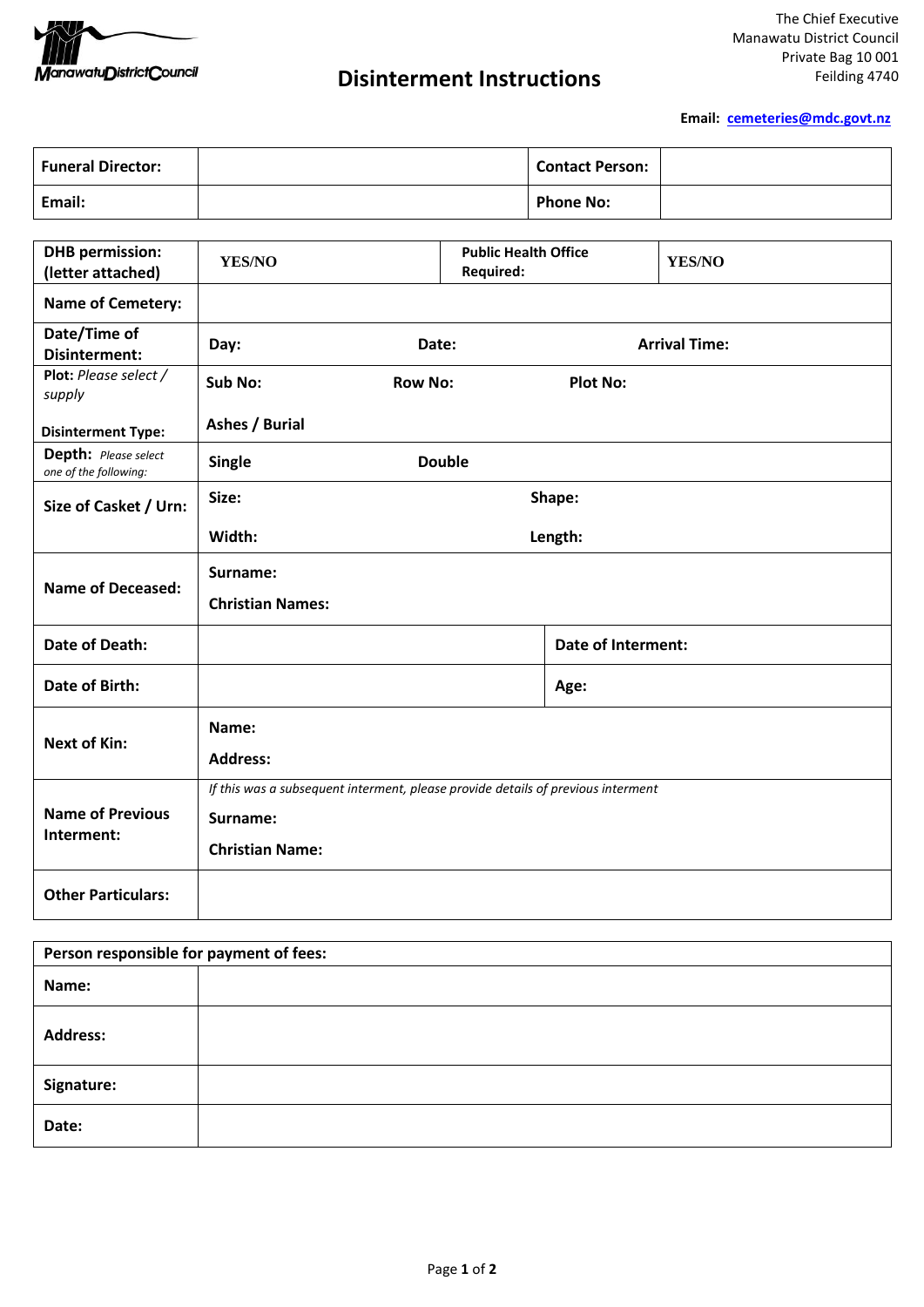The Chief Executive
Manawatu District Council
Private Bag 10 001
Feilding 4740

# Disinterment Instructions

**Email: cemeteries@mdc.govt.nz**

| **Funeral Director:** | | **Contact Person:** | |
|---|---|---|---|
| **Email:** | | **Phone No:** | |

| **DHB permission: (letter attached)** | **YES/NO** | **Public Health Office Required:** | **YES/NO** |
|---|---|---|---|
| **Name of Cemetery:** | | | |
| **Date/Time of Disinterment:** | **Day:** | **Date:** | **Arrival Time:** |
| **Plot:** *Please select / supply* | **Sub No:** | **Row No:** | **Plot No:** |
| **Disinterment Type:** | **Ashes / Burial** | | |
| **Depth:** *Please select one of the following:* | **Single** | **Double** | |
| **Size of Casket / Urn:** | **Size:** **Width:** | | **Shape:** **Length:** |
| **Name of Deceased:** | **Surname:** **Christian Names:** | | |
| **Date of Death:** | | **Date of Interment:** | |
| **Date of Birth:** | | **Age:** | |
| **Next of Kin:** | **Name:** **Address:** | | |
| **Name of Previous Interment:** | *If this was a subsequent interment, please provide details of previous interment* **Surname:** **Christian Name:** | | |
| **Other Particulars:** | | | |

| **Person responsible for payment of fees:** | |
|---|---|
| **Name:** | |
| **Address:** | |
| **Signature:** | |
| **Date:** | |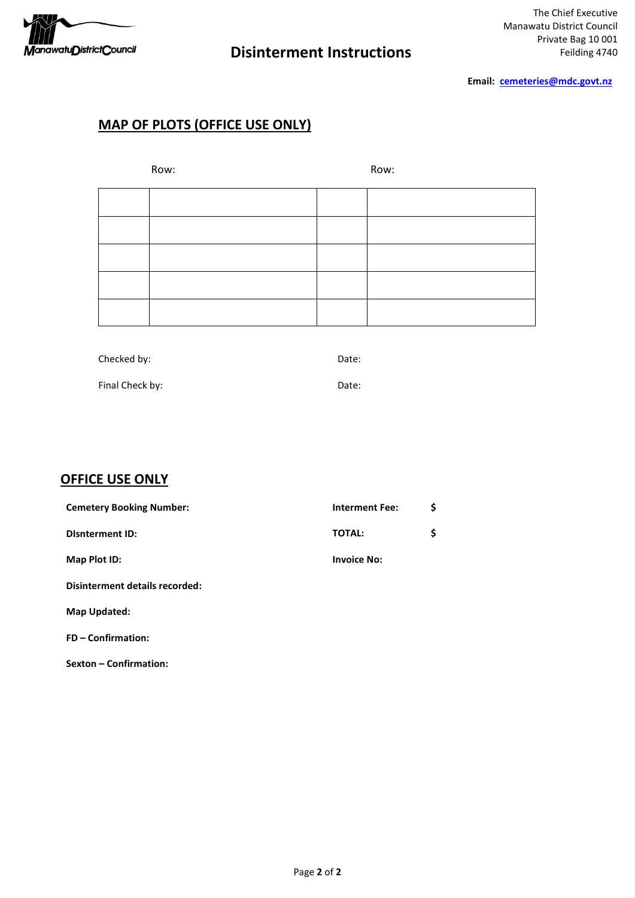The Chief Executive
Manawatu District Council
Private Bag 10 001
Feilding 4740

# Disinterment Instructions

**Email: cemeteries@mdc.govt.nz**

## MAP OF PLOTS (OFFICE USE ONLY)

Row: Row:

| | | | |
|---|---|---|---|
| | | | |
| | | | |
| | | | |
| | | | |
| | | | |

Checked by: Date:

Final Check by: Date:

## OFFICE USE ONLY

**Cemetery Booking Number:** **Interment Fee:** **$**

**DIsnterment ID:** **TOTAL:** **$**

**Map Plot ID:** **Invoice No:**

**Disinterment details recorded:**

**Map Updated:**

**FD – Confirmation:**

**Sexton – Confirmation:**